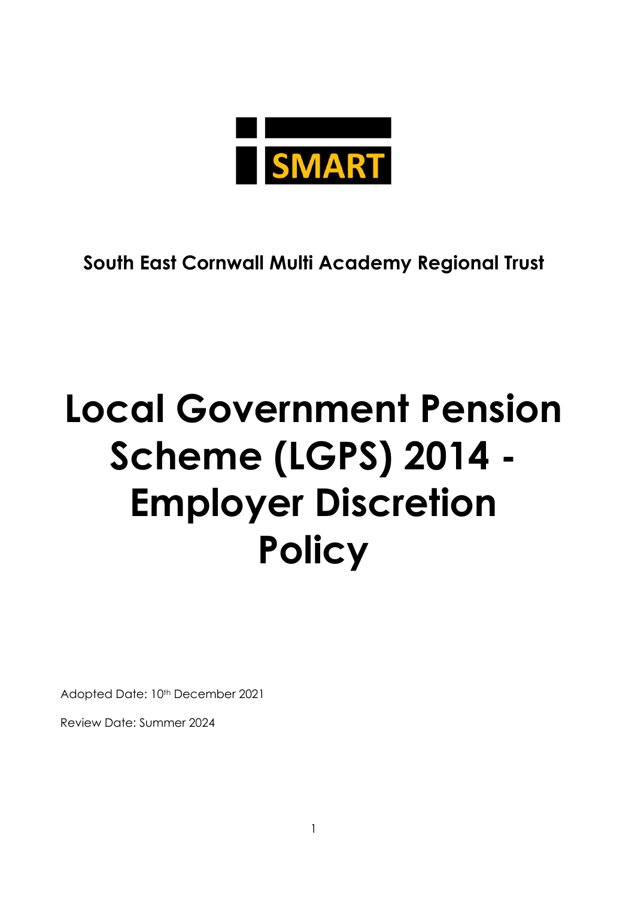SMART

**South East Cornwall Multi Academy Regional Trust**

# Local Government Pension Scheme (LGPS) 2014 - Employer Discretion Policy

Adopted Date: 10th December 2021

Review Date: Summer 2024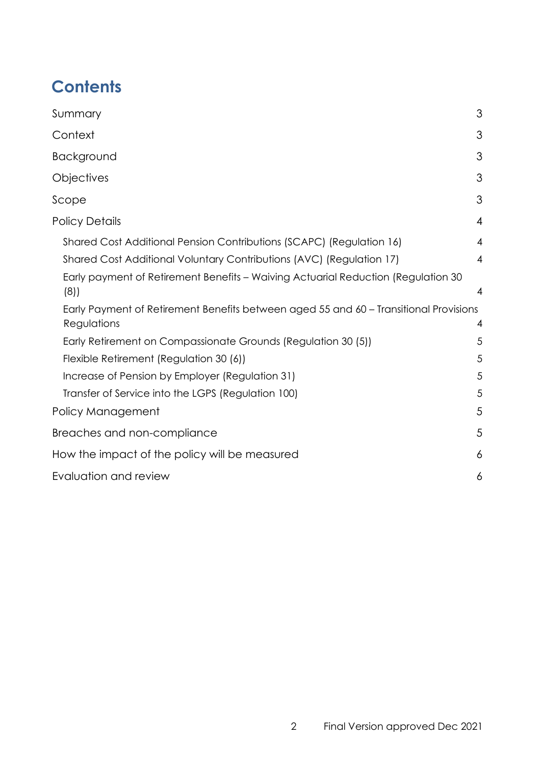# Contents

| | |
|---|---|
| Summary | 3 |
| Context | 3 |
| Background | 3 |
| Objectives | 3 |
| Scope | 3 |
| Policy Details | 4 |
| Shared Cost Additional Pension Contributions (SCAPC) (Regulation 16) | 4 |
| Shared Cost Additional Voluntary Contributions (AVC) (Regulation 17) | 4 |
| Early payment of Retirement Benefits – Waiving Actuarial Reduction (Regulation 30 (8)) | 4 |
| Early Payment of Retirement Benefits between aged 55 and 60 – Transitional Provisions Regulations | 4 |
| Early Retirement on Compassionate Grounds (Regulation 30 (5)) | 5 |
| Flexible Retirement (Regulation 30 (6)) | 5 |
| Increase of Pension by Employer (Regulation 31) | 5 |
| Transfer of Service into the LGPS (Regulation 100) | 5 |
| Policy Management | 5 |
| Breaches and non-compliance | 5 |
| How the impact of the policy will be measured | 6 |
| Evaluation and review | 6 |

Final Version approved Dec 2021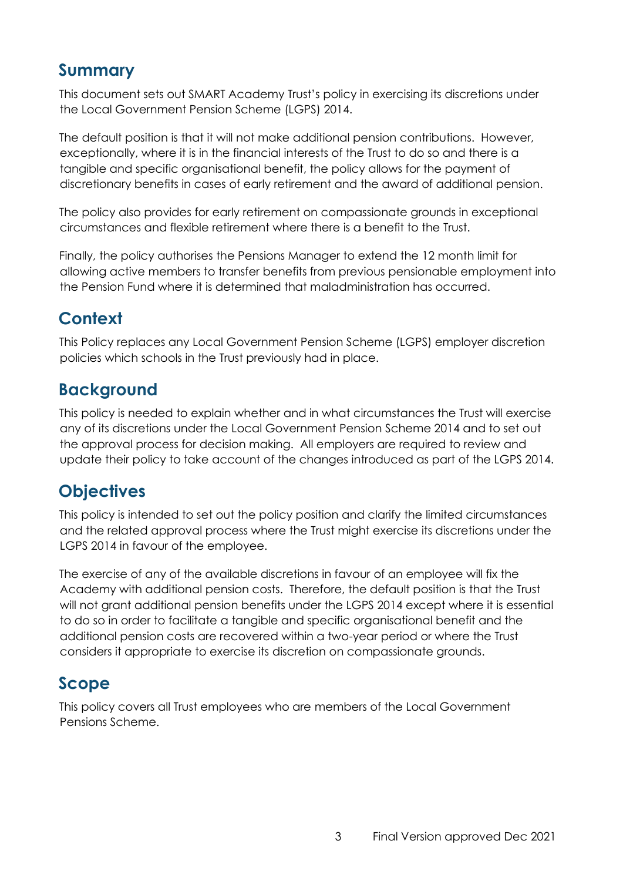## Summary

This document sets out SMART Academy Trust's policy in exercising its discretions under the Local Government Pension Scheme (LGPS) 2014.

The default position is that it will not make additional pension contributions. However, exceptionally, where it is in the financial interests of the Trust to do so and there is a tangible and specific organisational benefit, the policy allows for the payment of discretionary benefits in cases of early retirement and the award of additional pension.

The policy also provides for early retirement on compassionate grounds in exceptional circumstances and flexible retirement where there is a benefit to the Trust.

Finally, the policy authorises the Pensions Manager to extend the 12 month limit for allowing active members to transfer benefits from previous pensionable employment into the Pension Fund where it is determined that maladministration has occurred.

## Context

This Policy replaces any Local Government Pension Scheme (LGPS) employer discretion policies which schools in the Trust previously had in place.

## Background

This policy is needed to explain whether and in what circumstances the Trust will exercise any of its discretions under the Local Government Pension Scheme 2014 and to set out the approval process for decision making. All employers are required to review and update their policy to take account of the changes introduced as part of the LGPS 2014.

## Objectives

This policy is intended to set out the policy position and clarify the limited circumstances and the related approval process where the Trust might exercise its discretions under the LGPS 2014 in favour of the employee.

The exercise of any of the available discretions in favour of an employee will fix the Academy with additional pension costs. Therefore, the default position is that the Trust will not grant additional pension benefits under the LGPS 2014 except where it is essential to do so in order to facilitate a tangible and specific organisational benefit and the additional pension costs are recovered within a two-year period or where the Trust considers it appropriate to exercise its discretion on compassionate grounds.

## Scope

This policy covers all Trust employees who are members of the Local Government Pensions Scheme.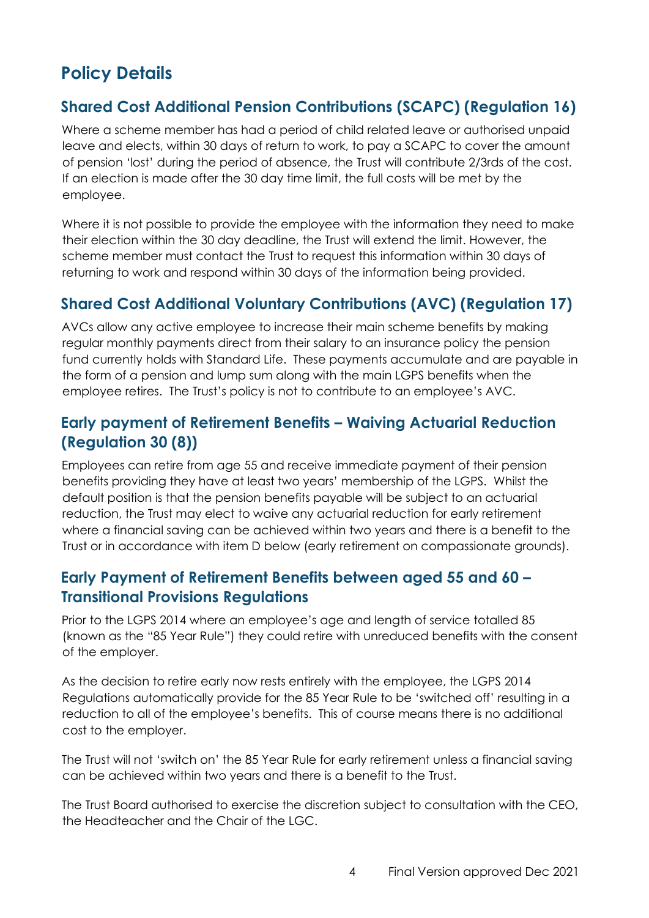# Policy Details

## Shared Cost Additional Pension Contributions (SCAPC) (Regulation 16)

Where a scheme member has had a period of child related leave or authorised unpaid leave and elects, within 30 days of return to work, to pay a SCAPC to cover the amount of pension 'lost' during the period of absence, the Trust will contribute 2/3rds of the cost. If an election is made after the 30 day time limit, the full costs will be met by the employee.

Where it is not possible to provide the employee with the information they need to make their election within the 30 day deadline, the Trust will extend the limit. However, the scheme member must contact the Trust to request this information within 30 days of returning to work and respond within 30 days of the information being provided.

## Shared Cost Additional Voluntary Contributions (AVC) (Regulation 17)

AVCs allow any active employee to increase their main scheme benefits by making regular monthly payments direct from their salary to an insurance policy the pension fund currently holds with Standard Life. These payments accumulate and are payable in the form of a pension and lump sum along with the main LGPS benefits when the employee retires. The Trust's policy is not to contribute to an employee's AVC.

## Early payment of Retirement Benefits – Waiving Actuarial Reduction (Regulation 30 (8))

Employees can retire from age 55 and receive immediate payment of their pension benefits providing they have at least two years' membership of the LGPS. Whilst the default position is that the pension benefits payable will be subject to an actuarial reduction, the Trust may elect to waive any actuarial reduction for early retirement where a financial saving can be achieved within two years and there is a benefit to the Trust or in accordance with item D below (early retirement on compassionate grounds).

## Early Payment of Retirement Benefits between aged 55 and 60 – Transitional Provisions Regulations

Prior to the LGPS 2014 where an employee's age and length of service totalled 85 (known as the "85 Year Rule") they could retire with unreduced benefits with the consent of the employer.

As the decision to retire early now rests entirely with the employee, the LGPS 2014 Regulations automatically provide for the 85 Year Rule to be 'switched off' resulting in a reduction to all of the employee's benefits. This of course means there is no additional cost to the employer.

The Trust will not 'switch on' the 85 Year Rule for early retirement unless a financial saving can be achieved within two years and there is a benefit to the Trust.

The Trust Board authorised to exercise the discretion subject to consultation with the CEO, the Headteacher and the Chair of the LGC.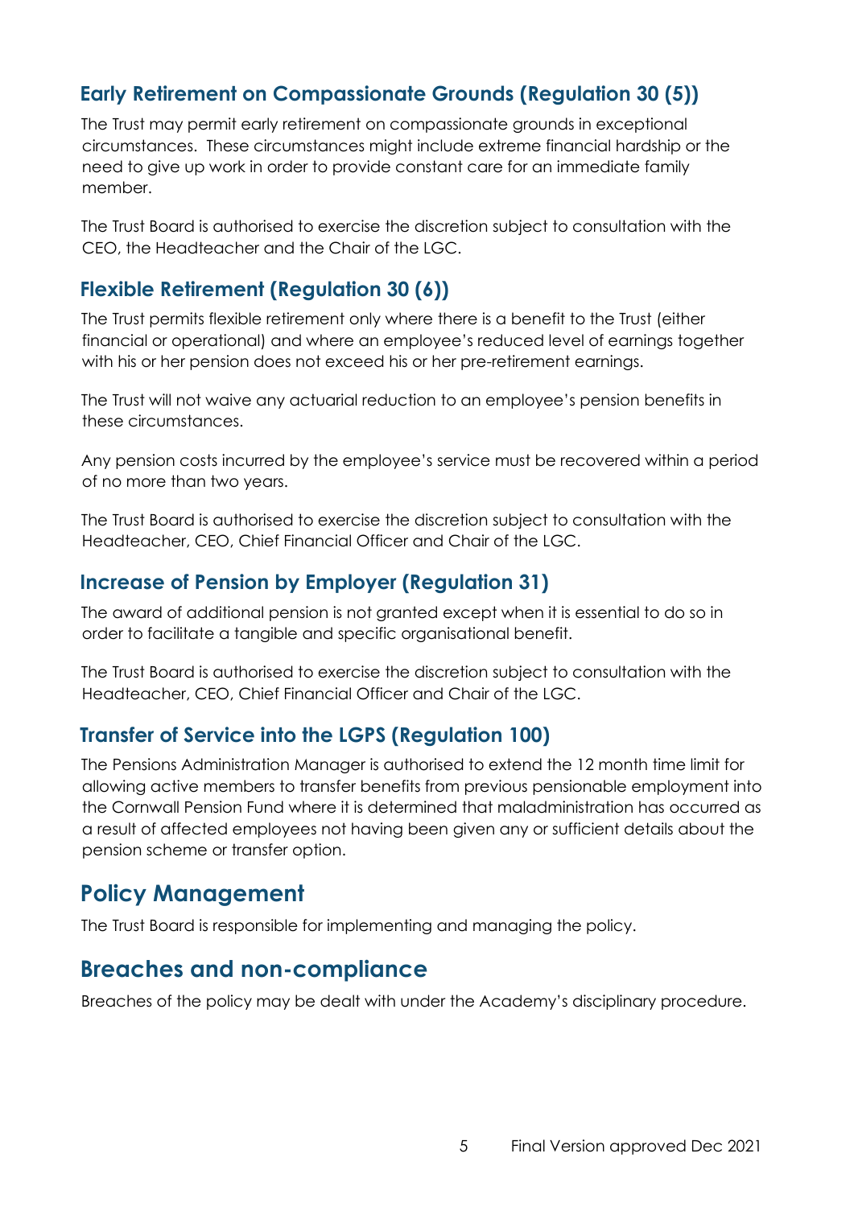### Early Retirement on Compassionate Grounds (Regulation 30 (5))

The Trust may permit early retirement on compassionate grounds in exceptional circumstances. These circumstances might include extreme financial hardship or the need to give up work in order to provide constant care for an immediate family member.

The Trust Board is authorised to exercise the discretion subject to consultation with the CEO, the Headteacher and the Chair of the LGC.

### Flexible Retirement (Regulation 30 (6))

The Trust permits flexible retirement only where there is a benefit to the Trust (either financial or operational) and where an employee's reduced level of earnings together with his or her pension does not exceed his or her pre-retirement earnings.

The Trust will not waive any actuarial reduction to an employee's pension benefits in these circumstances.

Any pension costs incurred by the employee's service must be recovered within a period of no more than two years.

The Trust Board is authorised to exercise the discretion subject to consultation with the Headteacher, CEO, Chief Financial Officer and Chair of the LGC.

### Increase of Pension by Employer (Regulation 31)

The award of additional pension is not granted except when it is essential to do so in order to facilitate a tangible and specific organisational benefit.

The Trust Board is authorised to exercise the discretion subject to consultation with the Headteacher, CEO, Chief Financial Officer and Chair of the LGC.

### Transfer of Service into the LGPS (Regulation 100)

The Pensions Administration Manager is authorised to extend the 12 month time limit for allowing active members to transfer benefits from previous pensionable employment into the Cornwall Pension Fund where it is determined that maladministration has occurred as a result of affected employees not having been given any or sufficient details about the pension scheme or transfer option.

## Policy Management

The Trust Board is responsible for implementing and managing the policy.

## Breaches and non-compliance

Breaches of the policy may be dealt with under the Academy's disciplinary procedure.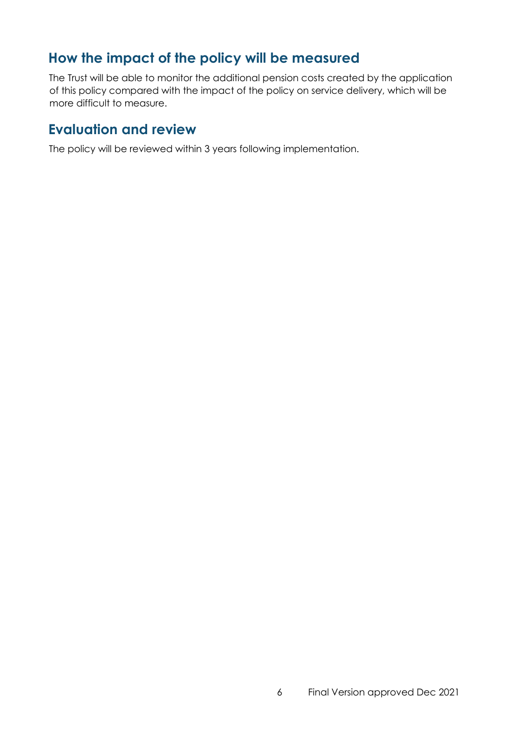## How the impact of the policy will be measured

The Trust will be able to monitor the additional pension costs created by the application of this policy compared with the impact of the policy on service delivery, which will be more difficult to measure.

## Evaluation and review

The policy will be reviewed within 3 years following implementation.